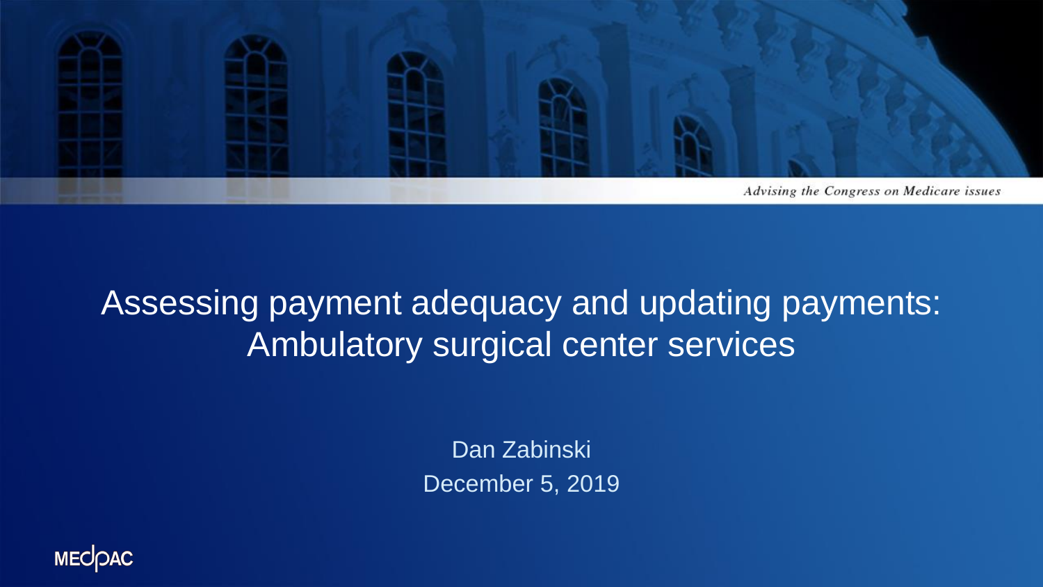Advising the Congress on Medicare issues

# Assessing payment adequacy and updating payments: Ambulatory surgical center services

Dan Zabinski

December 5, 2019

MEDPAC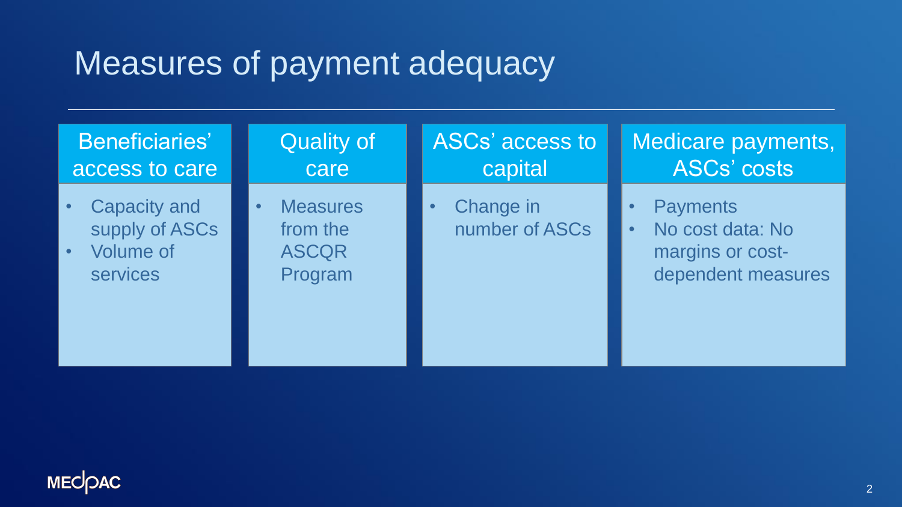# Measures of payment adequacy

| Beneficiaries' access to care | Quality of care | ASCs' access to capital | Medicare payments, ASCs' costs |
|---|---|---|---|
| • Capacity and supply of ASCs<br>• Volume of services | • Measures from the ASCQR Program | • Change in number of ASCs | • Payments<br>• No cost data: No margins or cost-dependent measures |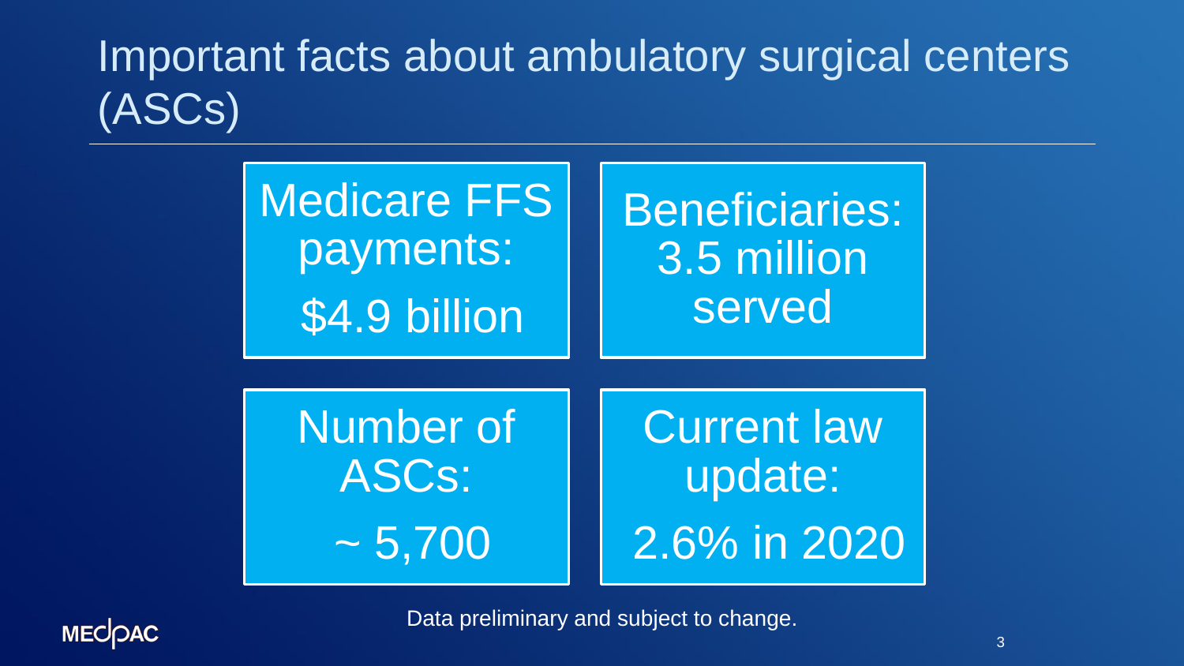# Important facts about ambulatory surgical centers (ASCs)

Medicare FFS payments: $4.9 billion

Beneficiaries: 3.5 million served

Number of ASCs: ~ 5,700

Current law update: 2.6% in 2020

Data preliminary and subject to change.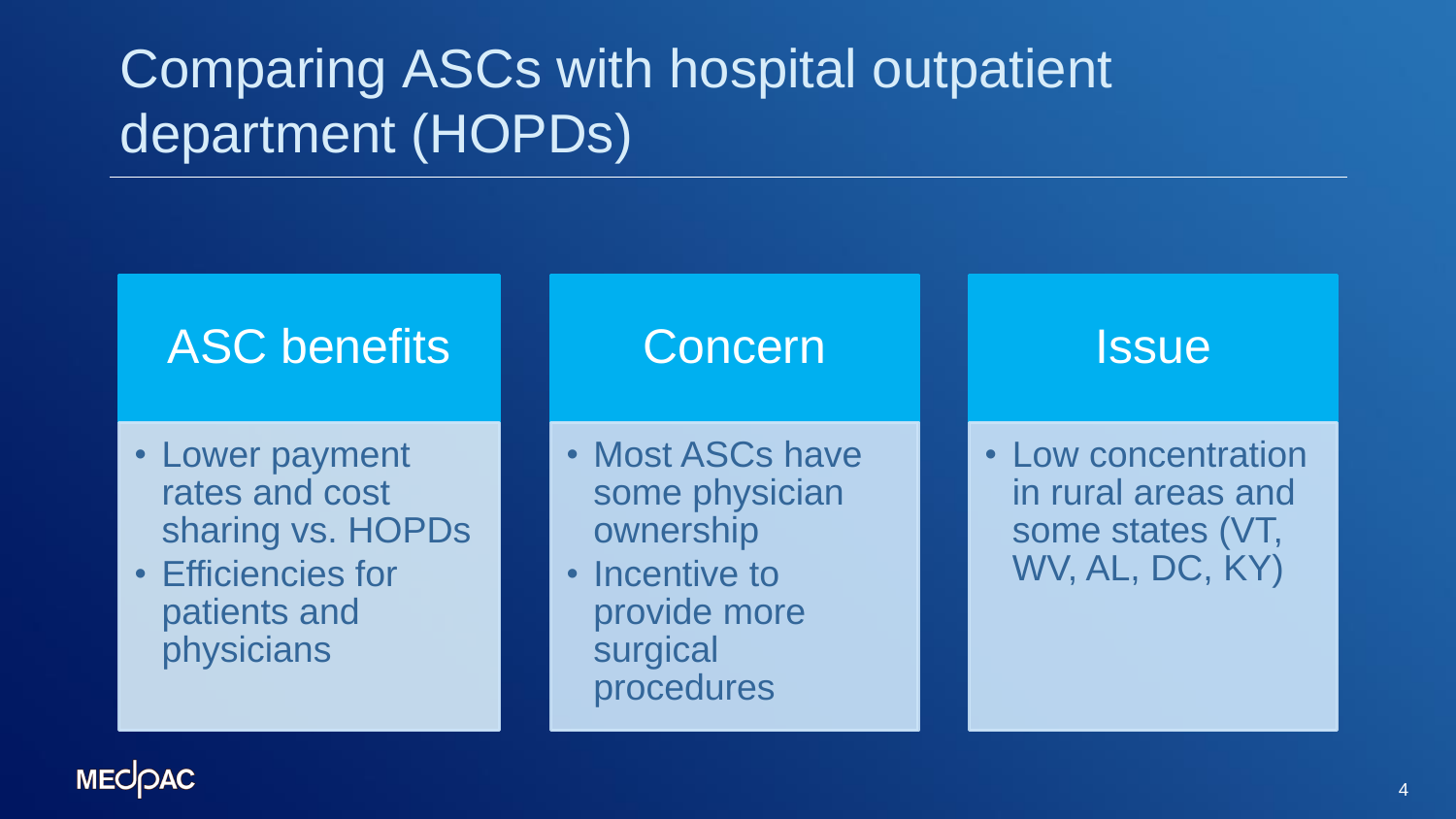# Comparing ASCs with hospital outpatient department (HOPDs)

## ASC benefits

- Lower payment rates and cost sharing vs. HOPDs
- Efficiencies for patients and physicians

## Concern

- Most ASCs have some physician ownership
- Incentive to provide more surgical procedures

## Issue

- Low concentration in rural areas and some states (VT, WV, AL, DC, KY)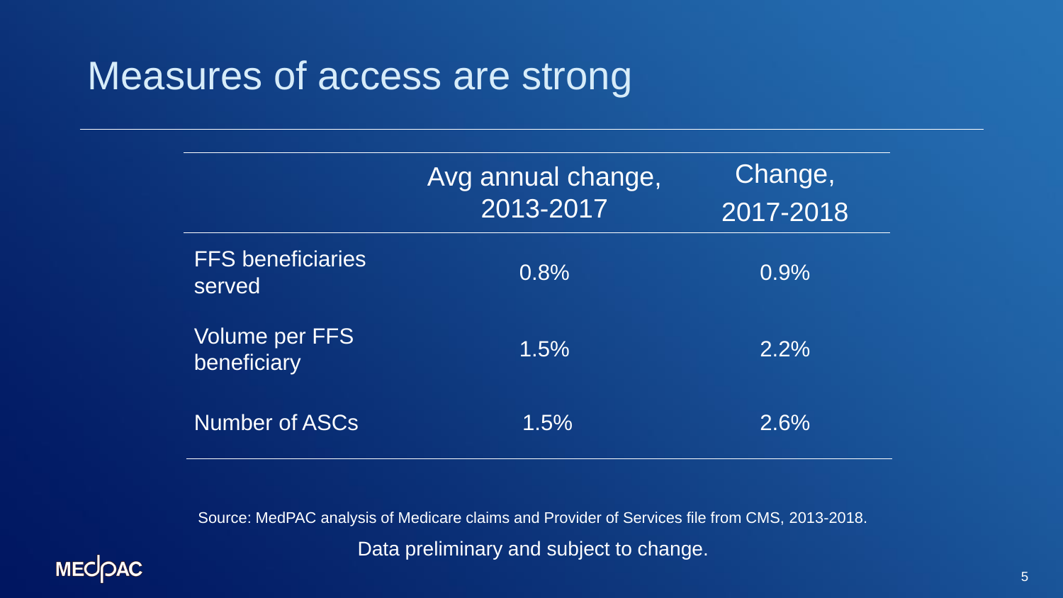# Measures of access are strong

| | Avg annual change, 2013-2017 | Change, 2017-2018 |
|---|---|---|
| FFS beneficiaries served | 0.8% | 0.9% |
| Volume per FFS beneficiary | 1.5% | 2.2% |
| Number of ASCs | 1.5% | 2.6% |

Source: MedPAC analysis of Medicare claims and Provider of Services file from CMS, 2013-2018.

Data preliminary and subject to change.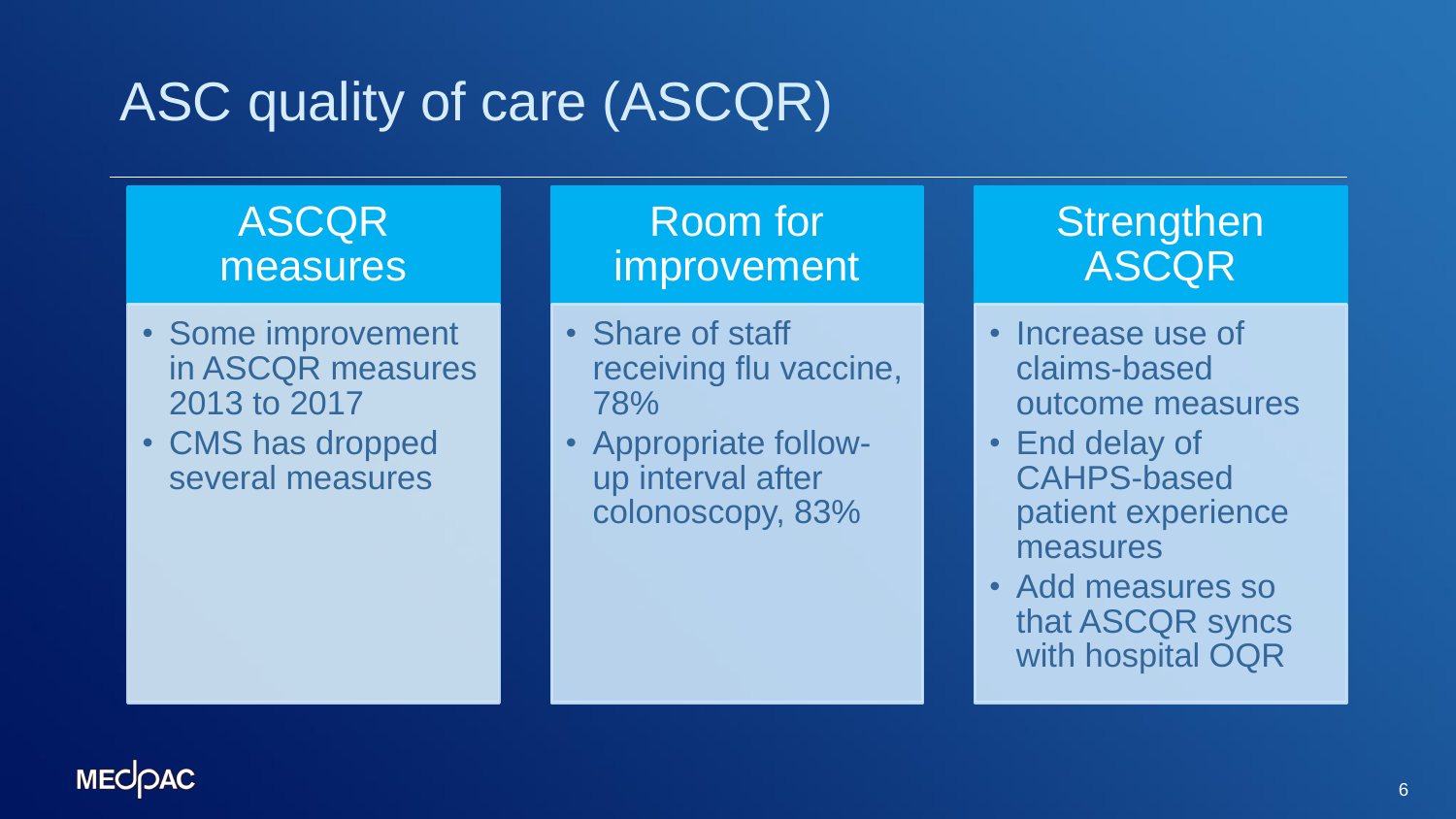# ASC quality of care (ASCQR)

## ASCQR measures

- Some improvement in ASCQR measures 2013 to 2017
- CMS has dropped several measures

## Room for improvement

- Share of staff receiving flu vaccine, 78%
- Appropriate follow-up interval after colonoscopy, 83%

## Strengthen ASCQR

- Increase use of claims-based outcome measures
- End delay of CAHPS-based patient experience measures
- Add measures so that ASCQR syncs with hospital OQR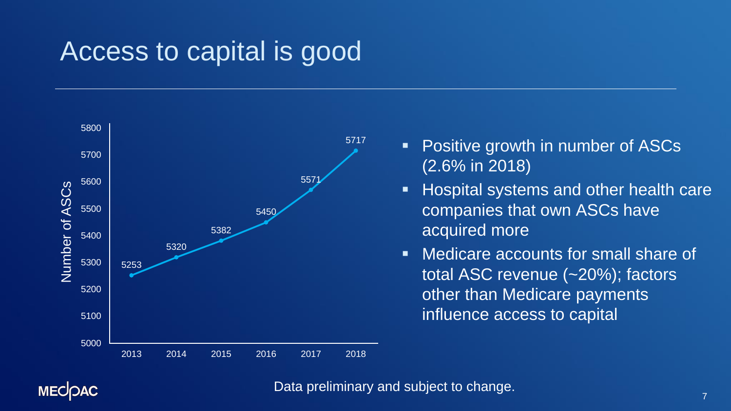# Access to capital is good

| Year | Number of ASCs |
|---|---|
| 2013 | 5253 |
| 2014 | 5320 |
| 2015 | 5382 |
| 2016 | 5450 |
| 2017 | 5571 |
| 2018 | 5717 |

- Positive growth in number of ASCs (2.6% in 2018)
- Hospital systems and other health care companies that own ASCs have acquired more
- Medicare accounts for small share of total ASC revenue (~20%); factors other than Medicare payments influence access to capital

Data preliminary and subject to change.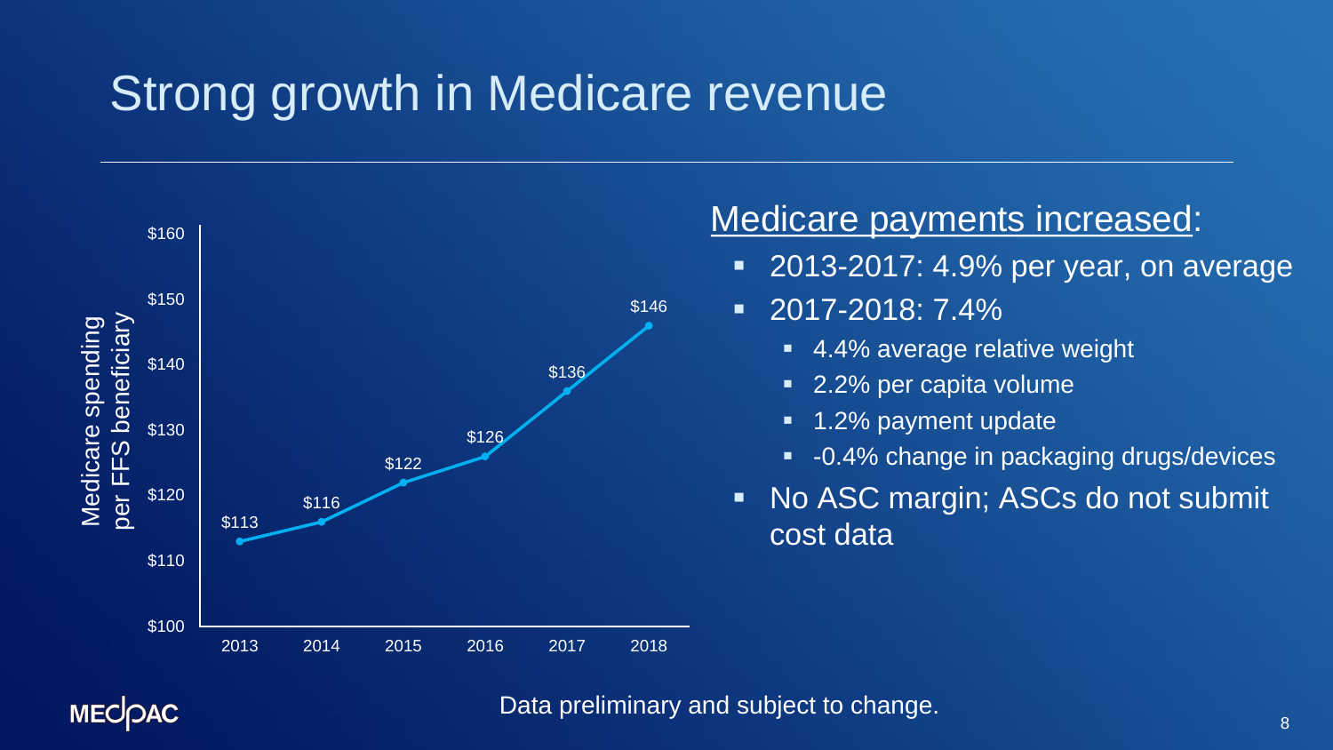# Strong growth in Medicare revenue

| Year | Medicare spending per FFS beneficiary |
|---|---|
| 2013 | $113 |
| 2014 | $116 |
| 2015 | $122 |
| 2016 | $126 |
| 2017 | $136 |
| 2018 | $146 |

Medicare payments increased:

- 2013-2017: 4.9% per year, on average
- 2017-2018: 7.4%
  - 4.4% average relative weight
  - 2.2% per capita volume
  - 1.2% payment update
  - -0.4% change in packaging drugs/devices
- No ASC margin; ASCs do not submit cost data

Data preliminary and subject to change.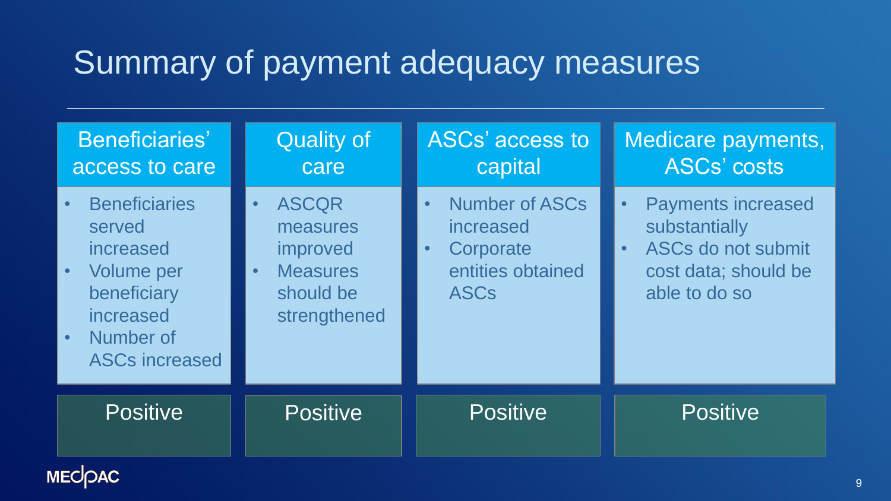# Summary of payment adequacy measures

| Beneficiaries' access to care | Quality of care | ASCs' access to capital | Medicare payments, ASCs' costs |
|---|---|---|---|
| • Beneficiaries served increased<br>• Volume per beneficiary increased<br>• Number of ASCs increased | • ASCQR measures improved<br>• Measures should be strengthened | • Number of ASCs increased<br>• Corporate entities obtained ASCs | • Payments increased substantially<br>• ASCs do not submit cost data; should be able to do so |
| Positive | Positive | Positive | Positive |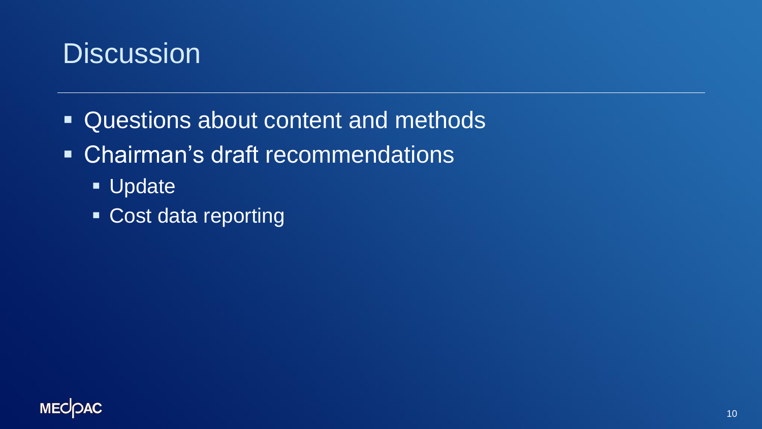# Discussion

- Questions about content and methods
- Chairman's draft recommendations
  - Update
  - Cost data reporting